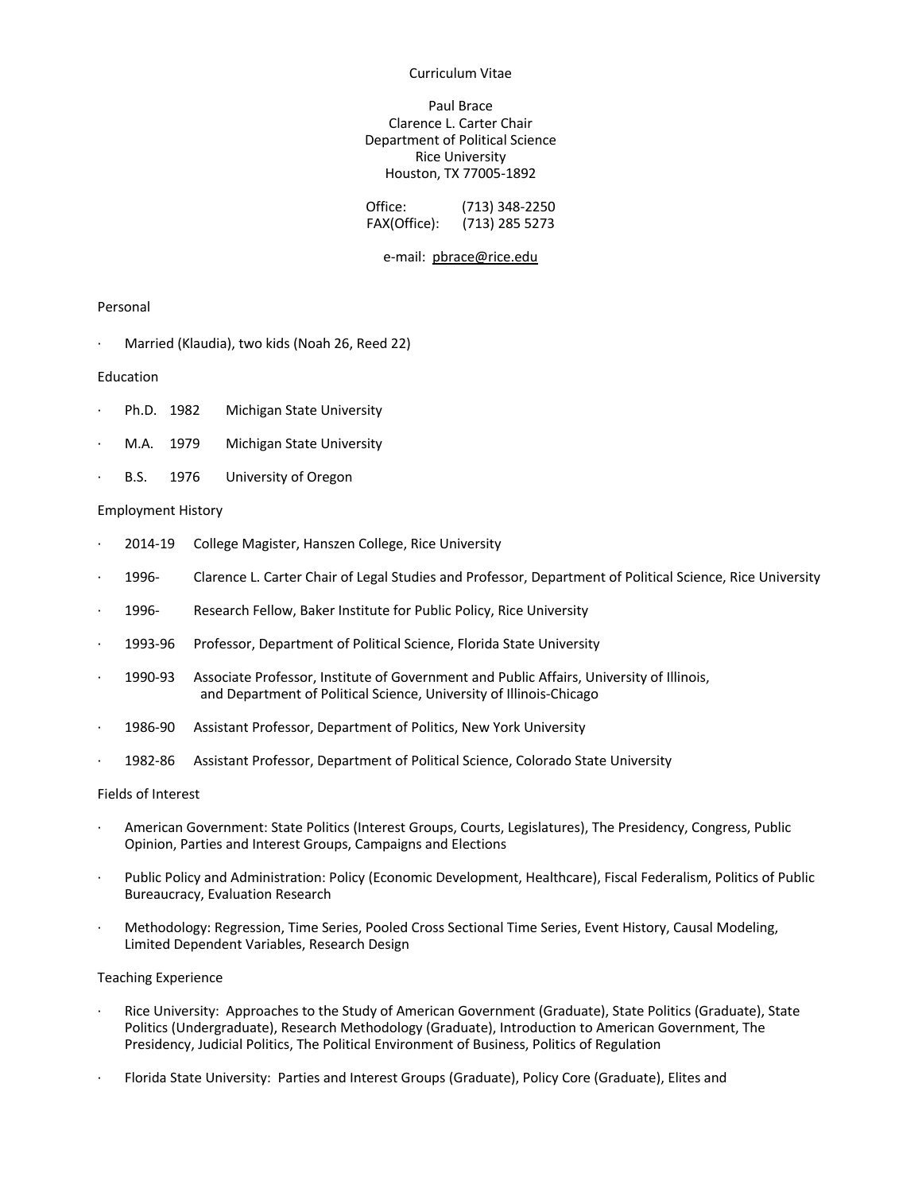# Curriculum Vitae

Paul Brace
Clarence L. Carter Chair
Department of Political Science
Rice University
Houston, TX 77005-1892

Office: (713) 348-2250
FAX(Office): (713) 285 5273

e-mail: pbrace@rice.edu

## Personal

- Married (Klaudia), two kids (Noah 26, Reed 22)

## Education

- Ph.D. 1982 Michigan State University
- M.A. 1979 Michigan State University
- B.S. 1976 University of Oregon

## Employment History

- 2014-19 College Magister, Hanszen College, Rice University
- 1996- Clarence L. Carter Chair of Legal Studies and Professor, Department of Political Science, Rice University
- 1996- Research Fellow, Baker Institute for Public Policy, Rice University
- 1993-96 Professor, Department of Political Science, Florida State University
- 1990-93 Associate Professor, Institute of Government and Public Affairs, University of Illinois, and Department of Political Science, University of Illinois-Chicago
- 1986-90 Assistant Professor, Department of Politics, New York University
- 1982-86 Assistant Professor, Department of Political Science, Colorado State University

## Fields of Interest

- American Government: State Politics (Interest Groups, Courts, Legislatures), The Presidency, Congress, Public Opinion, Parties and Interest Groups, Campaigns and Elections
- Public Policy and Administration: Policy (Economic Development, Healthcare), Fiscal Federalism, Politics of Public Bureaucracy, Evaluation Research
- Methodology: Regression, Time Series, Pooled Cross Sectional Time Series, Event History, Causal Modeling, Limited Dependent Variables, Research Design

## Teaching Experience

- Rice University: Approaches to the Study of American Government (Graduate), State Politics (Graduate), State Politics (Undergraduate), Research Methodology (Graduate), Introduction to American Government, The Presidency, Judicial Politics, The Political Environment of Business, Politics of Regulation
- Florida State University: Parties and Interest Groups (Graduate), Policy Core (Graduate), Elites and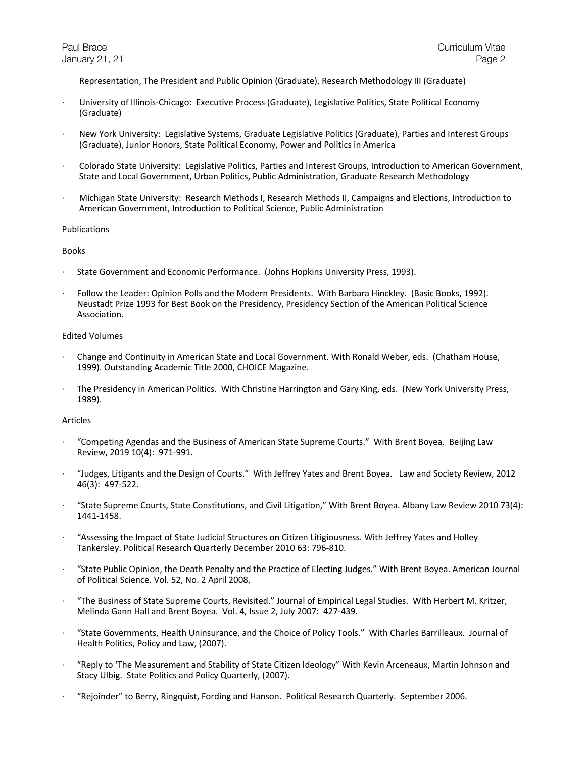Representation, The President and Public Opinion (Graduate), Research Methodology III (Graduate)

- University of Illinois-Chicago: Executive Process (Graduate), Legislative Politics, State Political Economy (Graduate)
- New York University: Legislative Systems, Graduate Legislative Politics (Graduate), Parties and Interest Groups (Graduate), Junior Honors, State Political Economy, Power and Politics in America
- Colorado State University: Legislative Politics, Parties and Interest Groups, Introduction to American Government, State and Local Government, Urban Politics, Public Administration, Graduate Research Methodology
- Michigan State University: Research Methods I, Research Methods II, Campaigns and Elections, Introduction to American Government, Introduction to Political Science, Public Administration

## Publications

### Books

- State Government and Economic Performance. (Johns Hopkins University Press, 1993).
- Follow the Leader: Opinion Polls and the Modern Presidents. With Barbara Hinckley. (Basic Books, 1992). Neustadt Prize 1993 for Best Book on the Presidency, Presidency Section of the American Political Science Association.

### Edited Volumes

- Change and Continuity in American State and Local Government. With Ronald Weber, eds. (Chatham House, 1999). Outstanding Academic Title 2000, CHOICE Magazine.
- The Presidency in American Politics. With Christine Harrington and Gary King, eds. (New York University Press, 1989).

### Articles

- "Competing Agendas and the Business of American State Supreme Courts." With Brent Boyea. Beijing Law Review, 2019 10(4): 971-991.
- "Judges, Litigants and the Design of Courts." With Jeffrey Yates and Brent Boyea. Law and Society Review, 2012 46(3): 497-522.
- "State Supreme Courts, State Constitutions, and Civil Litigation," With Brent Boyea. Albany Law Review 2010 73(4): 1441-1458.
- "Assessing the Impact of State Judicial Structures on Citizen Litigiousness. With Jeffrey Yates and Holley Tankersley. Political Research Quarterly December 2010 63: 796-810.
- "State Public Opinion, the Death Penalty and the Practice of Electing Judges." With Brent Boyea. American Journal of Political Science. Vol. 52, No. 2 April 2008,
- "The Business of State Supreme Courts, Revisited." Journal of Empirical Legal Studies. With Herbert M. Kritzer, Melinda Gann Hall and Brent Boyea. Vol. 4, Issue 2, July 2007: 427-439.
- "State Governments, Health Uninsurance, and the Choice of Policy Tools." With Charles Barrilleaux. Journal of Health Politics, Policy and Law, (2007).
- "Reply to 'The Measurement and Stability of State Citizen Ideology" With Kevin Arceneaux, Martin Johnson and Stacy Ulbig. State Politics and Policy Quarterly, (2007).
- "Rejoinder" to Berry, Ringquist, Fording and Hanson. Political Research Quarterly. September 2006.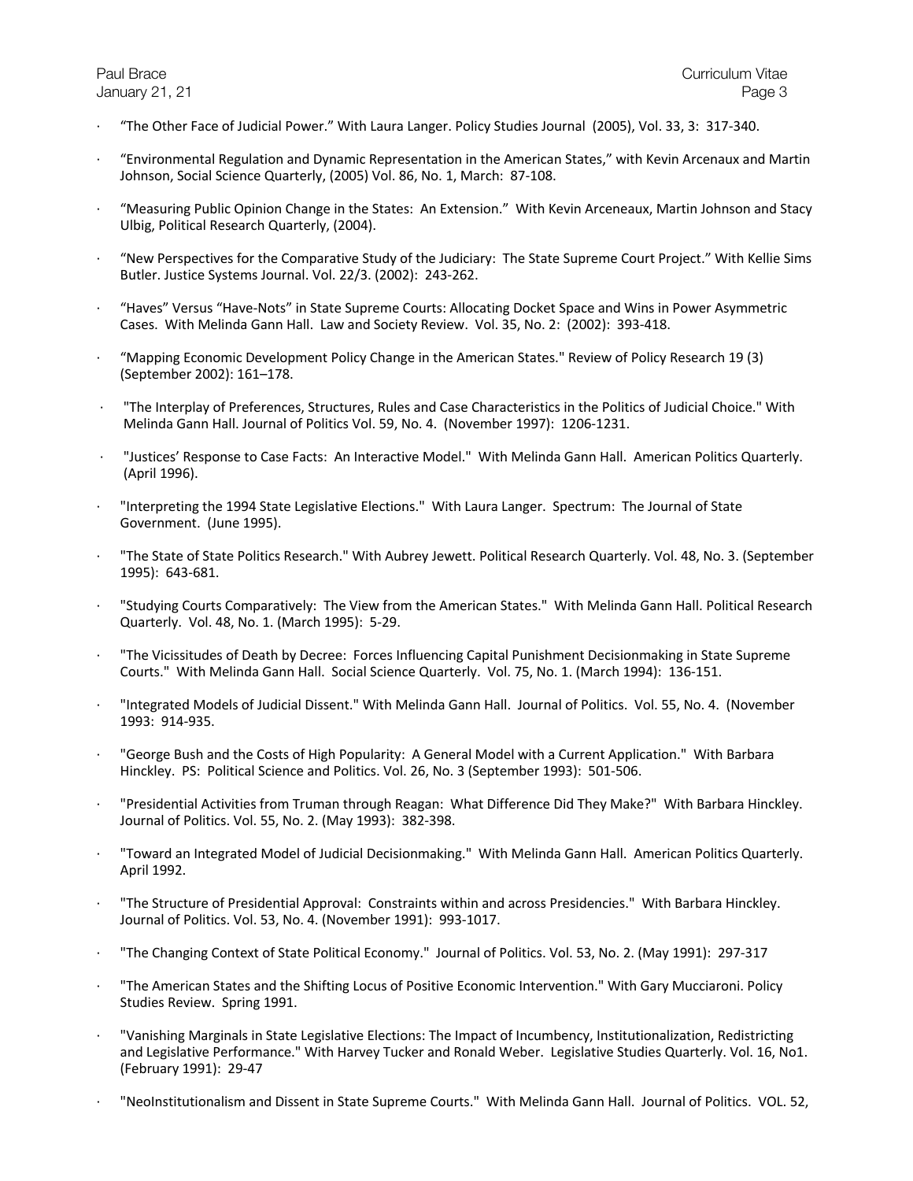- "The Other Face of Judicial Power." With Laura Langer. Policy Studies Journal (2005), Vol. 33, 3: 317-340.

- "Environmental Regulation and Dynamic Representation in the American States," with Kevin Arcenaux and Martin Johnson, Social Science Quarterly, (2005) Vol. 86, No. 1, March: 87-108.

- "Measuring Public Opinion Change in the States: An Extension." With Kevin Arceneaux, Martin Johnson and Stacy Ulbig, Political Research Quarterly, (2004).

- "New Perspectives for the Comparative Study of the Judiciary: The State Supreme Court Project." With Kellie Sims Butler. Justice Systems Journal. Vol. 22/3. (2002): 243-262.

- "Haves" Versus "Have-Nots" in State Supreme Courts: Allocating Docket Space and Wins in Power Asymmetric Cases. With Melinda Gann Hall. Law and Society Review. Vol. 35, No. 2: (2002): 393-418.

- "Mapping Economic Development Policy Change in the American States." Review of Policy Research 19 (3) (September 2002): 161–178.

- "The Interplay of Preferences, Structures, Rules and Case Characteristics in the Politics of Judicial Choice." With Melinda Gann Hall. Journal of Politics Vol. 59, No. 4. (November 1997): 1206-1231.

- "Justices' Response to Case Facts: An Interactive Model." With Melinda Gann Hall. American Politics Quarterly. (April 1996).

- "Interpreting the 1994 State Legislative Elections." With Laura Langer. Spectrum: The Journal of State Government. (June 1995).

- "The State of State Politics Research." With Aubrey Jewett. Political Research Quarterly. Vol. 48, No. 3. (September 1995): 643-681.

- "Studying Courts Comparatively: The View from the American States." With Melinda Gann Hall. Political Research Quarterly. Vol. 48, No. 1. (March 1995): 5-29.

- "The Vicissitudes of Death by Decree: Forces Influencing Capital Punishment Decisionmaking in State Supreme Courts." With Melinda Gann Hall. Social Science Quarterly. Vol. 75, No. 1. (March 1994): 136-151.

- "Integrated Models of Judicial Dissent." With Melinda Gann Hall. Journal of Politics. Vol. 55, No. 4. (November 1993: 914-935.

- "George Bush and the Costs of High Popularity: A General Model with a Current Application." With Barbara Hinckley. PS: Political Science and Politics. Vol. 26, No. 3 (September 1993): 501-506.

- "Presidential Activities from Truman through Reagan: What Difference Did They Make?" With Barbara Hinckley. Journal of Politics. Vol. 55, No. 2. (May 1993): 382-398.

- "Toward an Integrated Model of Judicial Decisionmaking." With Melinda Gann Hall. American Politics Quarterly. April 1992.

- "The Structure of Presidential Approval: Constraints within and across Presidencies." With Barbara Hinckley. Journal of Politics. Vol. 53, No. 4. (November 1991): 993-1017.

- "The Changing Context of State Political Economy." Journal of Politics. Vol. 53, No. 2. (May 1991): 297-317

- "The American States and the Shifting Locus of Positive Economic Intervention." With Gary Mucciaroni. Policy Studies Review. Spring 1991.

- "Vanishing Marginals in State Legislative Elections: The Impact of Incumbency, Institutionalization, Redistricting and Legislative Performance." With Harvey Tucker and Ronald Weber. Legislative Studies Quarterly. Vol. 16, No1. (February 1991): 29-47

- "NeoInstitutionalism and Dissent in State Supreme Courts." With Melinda Gann Hall. Journal of Politics. VOL. 52,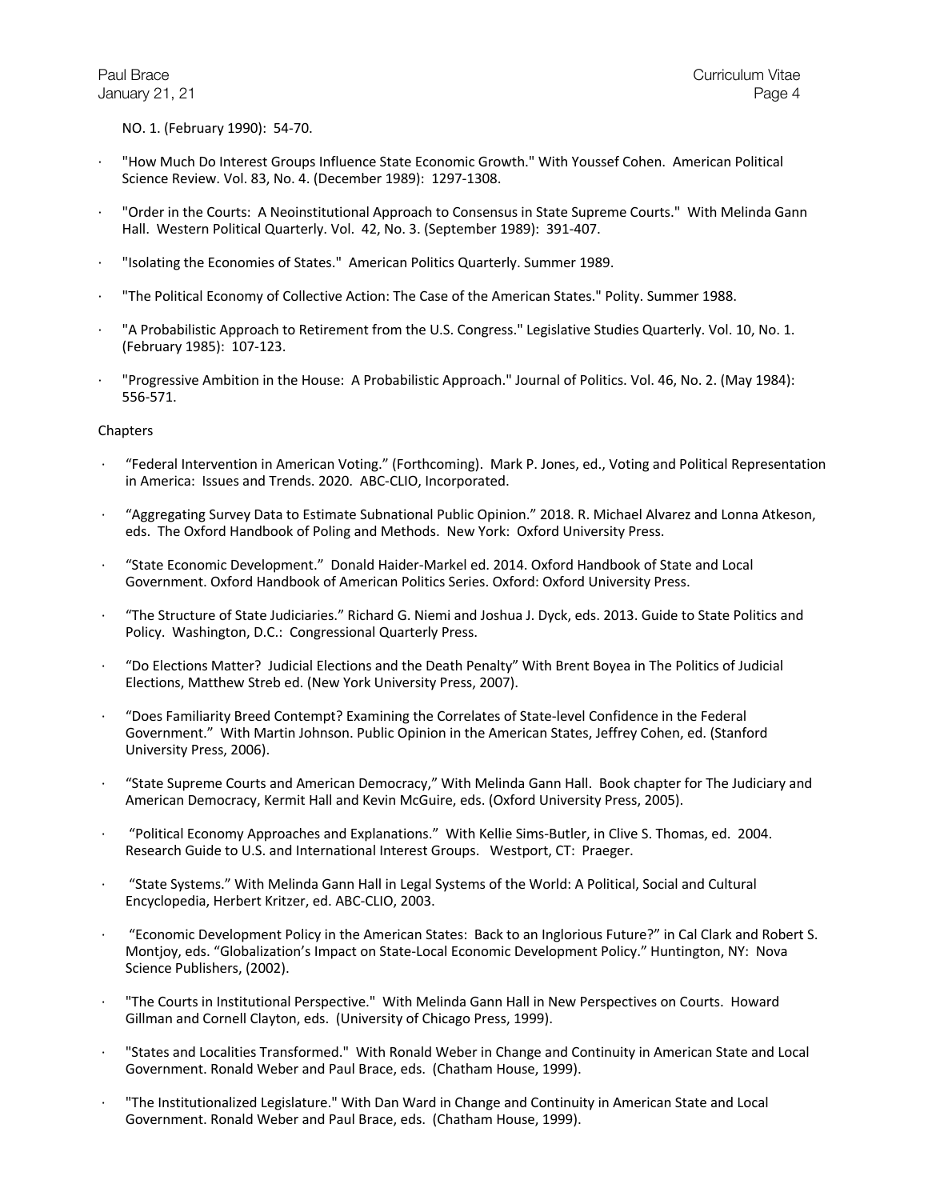NO. 1. (February 1990): 54-70.

- "How Much Do Interest Groups Influence State Economic Growth." With Youssef Cohen. American Political Science Review. Vol. 83, No. 4. (December 1989): 1297-1308.
- "Order in the Courts: A Neoinstitutional Approach to Consensus in State Supreme Courts." With Melinda Gann Hall. Western Political Quarterly. Vol. 42, No. 3. (September 1989): 391-407.
- "Isolating the Economies of States." American Politics Quarterly. Summer 1989.
- "The Political Economy of Collective Action: The Case of the American States." Polity. Summer 1988.
- "A Probabilistic Approach to Retirement from the U.S. Congress." Legislative Studies Quarterly. Vol. 10, No. 1. (February 1985): 107-123.
- "Progressive Ambition in the House: A Probabilistic Approach." Journal of Politics. Vol. 46, No. 2. (May 1984): 556-571.

Chapters

- "Federal Intervention in American Voting." (Forthcoming). Mark P. Jones, ed., Voting and Political Representation in America: Issues and Trends. 2020. ABC-CLIO, Incorporated.
- "Aggregating Survey Data to Estimate Subnational Public Opinion." 2018. R. Michael Alvarez and Lonna Atkeson, eds. The Oxford Handbook of Poling and Methods. New York: Oxford University Press.
- "State Economic Development." Donald Haider-Markel ed. 2014. Oxford Handbook of State and Local Government. Oxford Handbook of American Politics Series. Oxford: Oxford University Press.
- "The Structure of State Judiciaries." Richard G. Niemi and Joshua J. Dyck, eds. 2013. Guide to State Politics and Policy. Washington, D.C.: Congressional Quarterly Press.
- "Do Elections Matter? Judicial Elections and the Death Penalty" With Brent Boyea in The Politics of Judicial Elections, Matthew Streb ed. (New York University Press, 2007).
- "Does Familiarity Breed Contempt? Examining the Correlates of State-level Confidence in the Federal Government." With Martin Johnson. Public Opinion in the American States, Jeffrey Cohen, ed. (Stanford University Press, 2006).
- "State Supreme Courts and American Democracy," With Melinda Gann Hall. Book chapter for The Judiciary and American Democracy, Kermit Hall and Kevin McGuire, eds. (Oxford University Press, 2005).
- "Political Economy Approaches and Explanations." With Kellie Sims-Butler, in Clive S. Thomas, ed. 2004. Research Guide to U.S. and International Interest Groups. Westport, CT: Praeger.
- "State Systems." With Melinda Gann Hall in Legal Systems of the World: A Political, Social and Cultural Encyclopedia, Herbert Kritzer, ed. ABC-CLIO, 2003.
- "Economic Development Policy in the American States: Back to an Inglorious Future?" in Cal Clark and Robert S. Montjoy, eds. "Globalization's Impact on State-Local Economic Development Policy." Huntington, NY: Nova Science Publishers, (2002).
- "The Courts in Institutional Perspective." With Melinda Gann Hall in New Perspectives on Courts. Howard Gillman and Cornell Clayton, eds. (University of Chicago Press, 1999).
- "States and Localities Transformed." With Ronald Weber in Change and Continuity in American State and Local Government. Ronald Weber and Paul Brace, eds. (Chatham House, 1999).
- "The Institutionalized Legislature." With Dan Ward in Change and Continuity in American State and Local Government. Ronald Weber and Paul Brace, eds. (Chatham House, 1999).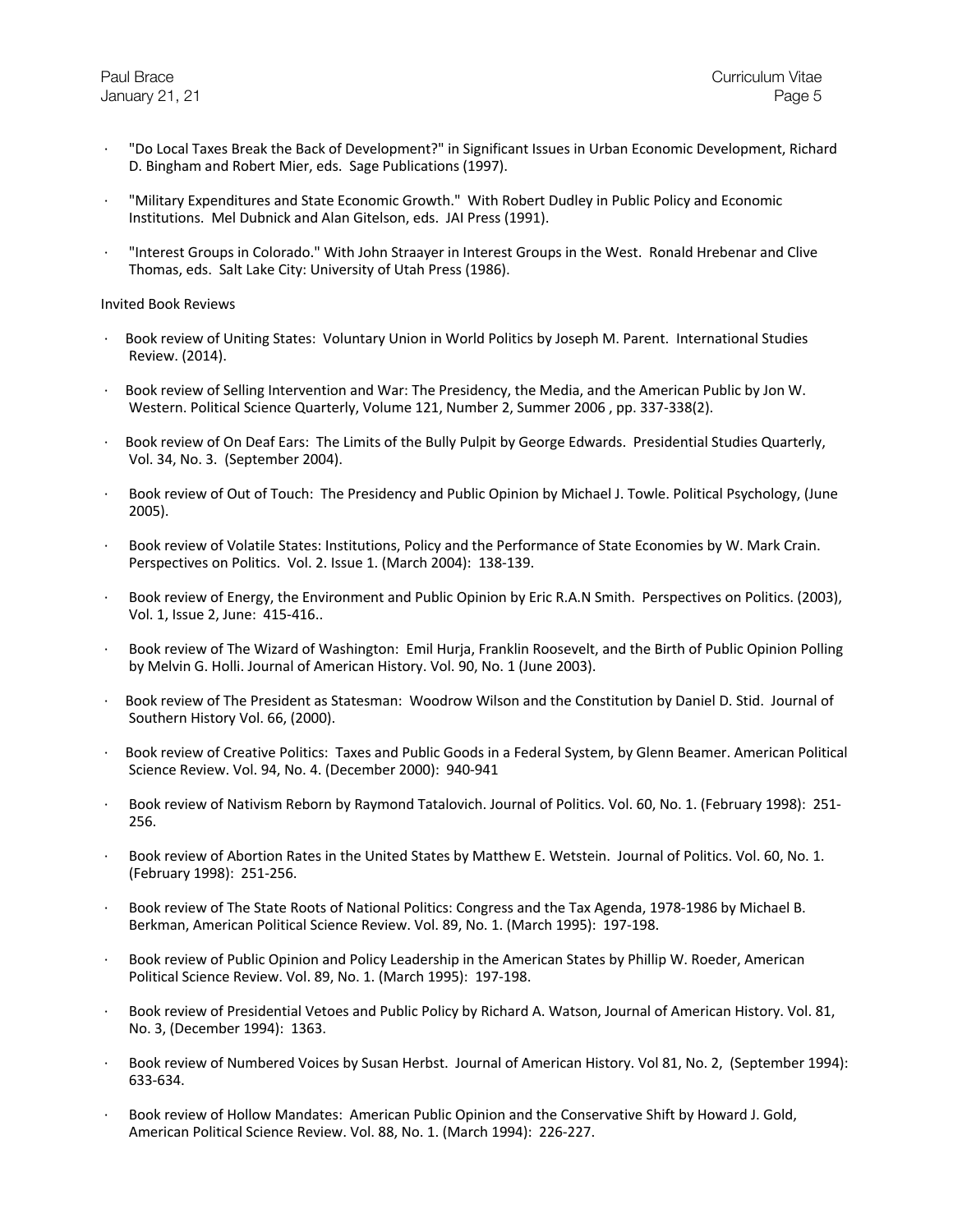- "Do Local Taxes Break the Back of Development?" in Significant Issues in Urban Economic Development, Richard D. Bingham and Robert Mier, eds. Sage Publications (1997).

- "Military Expenditures and State Economic Growth." With Robert Dudley in Public Policy and Economic Institutions. Mel Dubnick and Alan Gitelson, eds. JAI Press (1991).

- "Interest Groups in Colorado." With John Straayer in Interest Groups in the West. Ronald Hrebenar and Clive Thomas, eds. Salt Lake City: University of Utah Press (1986).

Invited Book Reviews

- Book review of Uniting States: Voluntary Union in World Politics by Joseph M. Parent. International Studies Review. (2014).

- Book review of Selling Intervention and War: The Presidency, the Media, and the American Public by Jon W. Western. Political Science Quarterly, Volume 121, Number 2, Summer 2006 , pp. 337-338(2).

- Book review of On Deaf Ears: The Limits of the Bully Pulpit by George Edwards. Presidential Studies Quarterly, Vol. 34, No. 3. (September 2004).

- Book review of Out of Touch: The Presidency and Public Opinion by Michael J. Towle. Political Psychology, (June 2005).

- Book review of Volatile States: Institutions, Policy and the Performance of State Economies by W. Mark Crain. Perspectives on Politics. Vol. 2. Issue 1. (March 2004): 138-139.

- Book review of Energy, the Environment and Public Opinion by Eric R.A.N Smith. Perspectives on Politics. (2003), Vol. 1, Issue 2, June: 415-416..

- Book review of The Wizard of Washington: Emil Hurja, Franklin Roosevelt, and the Birth of Public Opinion Polling by Melvin G. Holli. Journal of American History. Vol. 90, No. 1 (June 2003).

- Book review of The President as Statesman: Woodrow Wilson and the Constitution by Daniel D. Stid. Journal of Southern History Vol. 66, (2000).

- Book review of Creative Politics: Taxes and Public Goods in a Federal System, by Glenn Beamer. American Political Science Review. Vol. 94, No. 4. (December 2000): 940-941

- Book review of Nativism Reborn by Raymond Tatalovich. Journal of Politics. Vol. 60, No. 1. (February 1998): 251-256.

- Book review of Abortion Rates in the United States by Matthew E. Wetstein. Journal of Politics. Vol. 60, No. 1. (February 1998): 251-256.

- Book review of The State Roots of National Politics: Congress and the Tax Agenda, 1978-1986 by Michael B. Berkman, American Political Science Review. Vol. 89, No. 1. (March 1995): 197-198.

- Book review of Public Opinion and Policy Leadership in the American States by Phillip W. Roeder, American Political Science Review. Vol. 89, No. 1. (March 1995): 197-198.

- Book review of Presidential Vetoes and Public Policy by Richard A. Watson, Journal of American History. Vol. 81, No. 3, (December 1994): 1363.

- Book review of Numbered Voices by Susan Herbst. Journal of American History. Vol 81, No. 2, (September 1994): 633-634.

- Book review of Hollow Mandates: American Public Opinion and the Conservative Shift by Howard J. Gold, American Political Science Review. Vol. 88, No. 1. (March 1994): 226-227.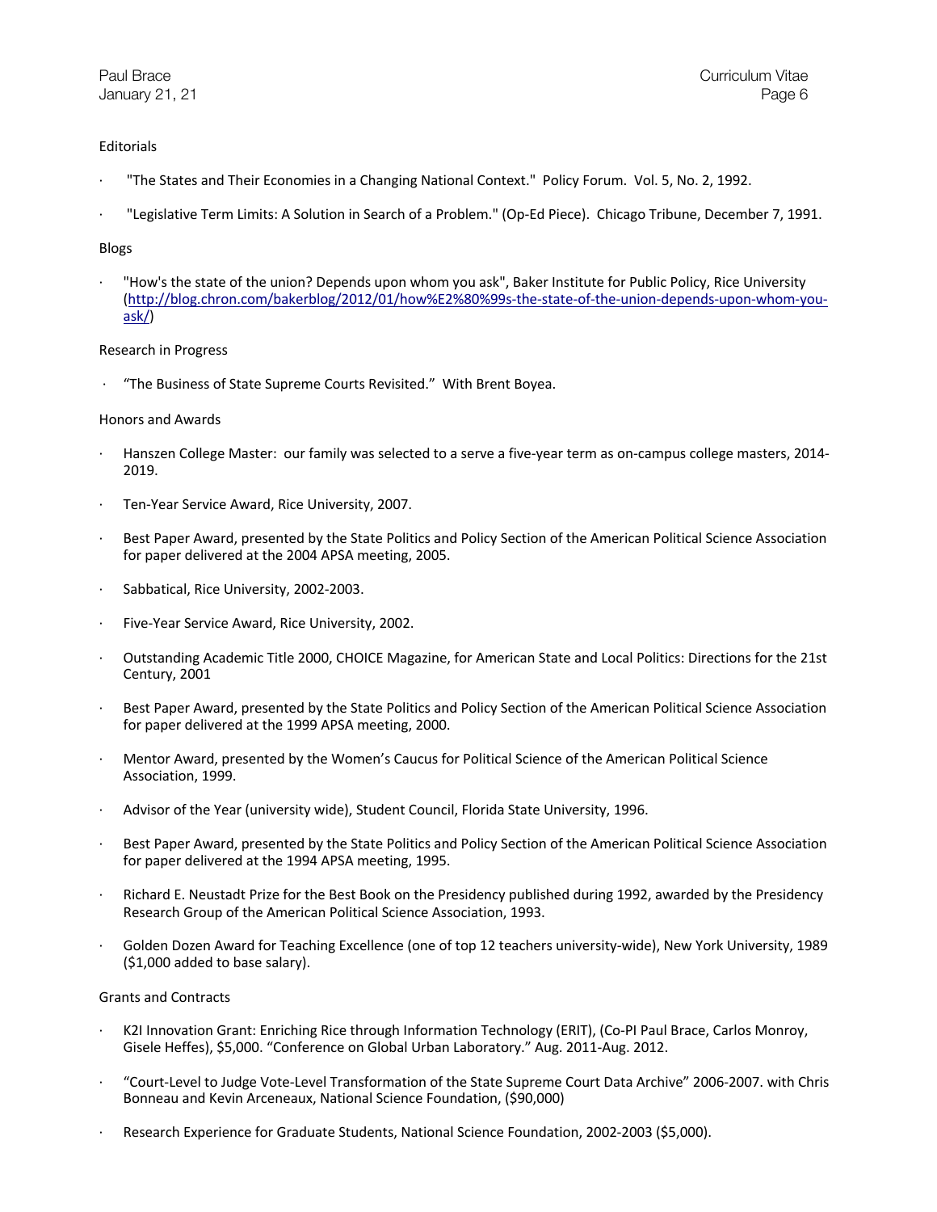Editorials

- "The States and Their Economies in a Changing National Context." Policy Forum. Vol. 5, No. 2, 1992.

- "Legislative Term Limits: A Solution in Search of a Problem." (Op-Ed Piece). Chicago Tribune, December 7, 1991.

Blogs

- "How's the state of the union? Depends upon whom you ask", Baker Institute for Public Policy, Rice University (http://blog.chron.com/bakerblog/2012/01/how%E2%80%99s-the-state-of-the-union-depends-upon-whom-you-ask/)

Research in Progress

- "The Business of State Supreme Courts Revisited." With Brent Boyea.

Honors and Awards

- Hanszen College Master: our family was selected to a serve a five-year term as on-campus college masters, 2014-2019.

- Ten-Year Service Award, Rice University, 2007.

- Best Paper Award, presented by the State Politics and Policy Section of the American Political Science Association for paper delivered at the 2004 APSA meeting, 2005.

- Sabbatical, Rice University, 2002-2003.

- Five-Year Service Award, Rice University, 2002.

- Outstanding Academic Title 2000, CHOICE Magazine, for American State and Local Politics: Directions for the 21st Century, 2001

- Best Paper Award, presented by the State Politics and Policy Section of the American Political Science Association for paper delivered at the 1999 APSA meeting, 2000.

- Mentor Award, presented by the Women's Caucus for Political Science of the American Political Science Association, 1999.

- Advisor of the Year (university wide), Student Council, Florida State University, 1996.

- Best Paper Award, presented by the State Politics and Policy Section of the American Political Science Association for paper delivered at the 1994 APSA meeting, 1995.

- Richard E. Neustadt Prize for the Best Book on the Presidency published during 1992, awarded by the Presidency Research Group of the American Political Science Association, 1993.

- Golden Dozen Award for Teaching Excellence (one of top 12 teachers university-wide), New York University, 1989 ($1,000 added to base salary).

Grants and Contracts

- K2I Innovation Grant: Enriching Rice through Information Technology (ERIT), (Co-PI Paul Brace, Carlos Monroy, Gisele Heffes), $5,000. "Conference on Global Urban Laboratory." Aug. 2011-Aug. 2012.

- "Court-Level to Judge Vote-Level Transformation of the State Supreme Court Data Archive" 2006-2007. with Chris Bonneau and Kevin Arceneaux, National Science Foundation, ($90,000)

- Research Experience for Graduate Students, National Science Foundation, 2002-2003 ($5,000).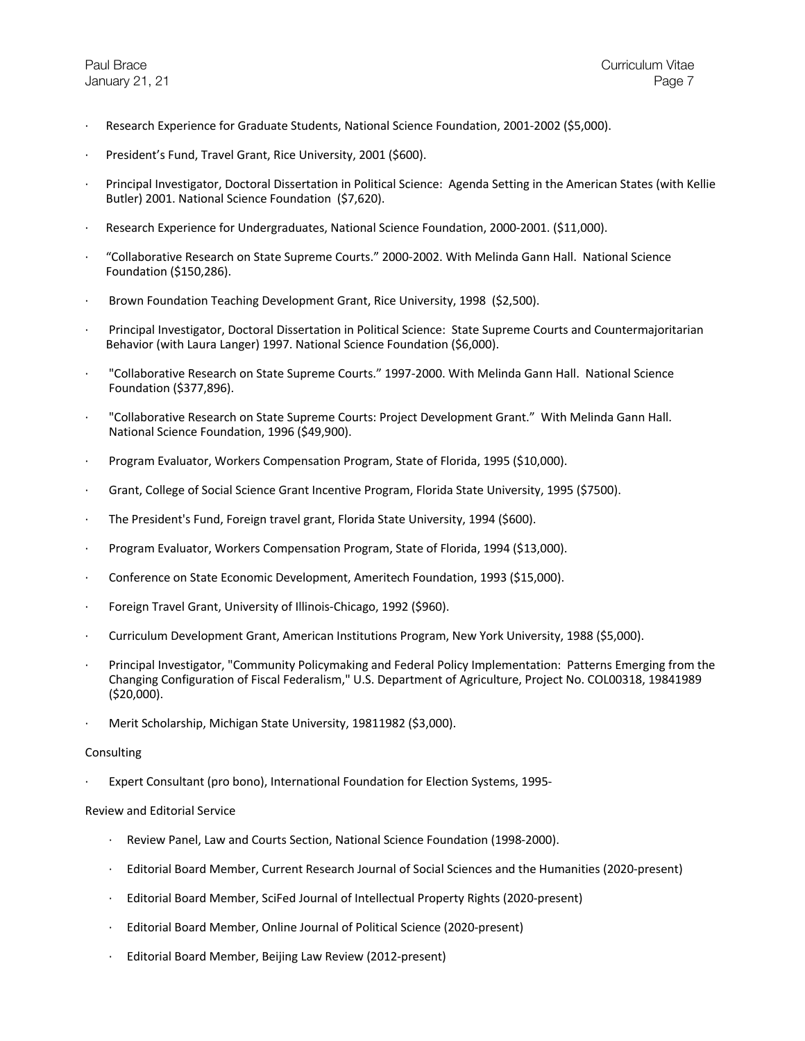- Research Experience for Graduate Students, National Science Foundation, 2001-2002 ($5,000).
- President's Fund, Travel Grant, Rice University, 2001 ($600).
- Principal Investigator, Doctoral Dissertation in Political Science: Agenda Setting in the American States (with Kellie Butler) 2001. National Science Foundation ($7,620).
- Research Experience for Undergraduates, National Science Foundation, 2000-2001. ($11,000).
- "Collaborative Research on State Supreme Courts." 2000-2002. With Melinda Gann Hall. National Science Foundation ($150,286).
- Brown Foundation Teaching Development Grant, Rice University, 1998 ($2,500).
- Principal Investigator, Doctoral Dissertation in Political Science: State Supreme Courts and Countermajoritarian Behavior (with Laura Langer) 1997. National Science Foundation ($6,000).
- "Collaborative Research on State Supreme Courts." 1997-2000. With Melinda Gann Hall. National Science Foundation ($377,896).
- "Collaborative Research on State Supreme Courts: Project Development Grant." With Melinda Gann Hall. National Science Foundation, 1996 ($49,900).
- Program Evaluator, Workers Compensation Program, State of Florida, 1995 ($10,000).
- Grant, College of Social Science Grant Incentive Program, Florida State University, 1995 ($7500).
- The President's Fund, Foreign travel grant, Florida State University, 1994 ($600).
- Program Evaluator, Workers Compensation Program, State of Florida, 1994 ($13,000).
- Conference on State Economic Development, Ameritech Foundation, 1993 ($15,000).
- Foreign Travel Grant, University of Illinois-Chicago, 1992 ($960).
- Curriculum Development Grant, American Institutions Program, New York University, 1988 ($5,000).
- Principal Investigator, "Community Policymaking and Federal Policy Implementation: Patterns Emerging from the Changing Configuration of Fiscal Federalism," U.S. Department of Agriculture, Project No. COL00318, 19841989 ($20,000).
- Merit Scholarship, Michigan State University, 19811982 ($3,000).

Consulting

- Expert Consultant (pro bono), International Foundation for Election Systems, 1995-

Review and Editorial Service

- Review Panel, Law and Courts Section, National Science Foundation (1998-2000).
- Editorial Board Member, Current Research Journal of Social Sciences and the Humanities (2020-present)
- Editorial Board Member, SciFed Journal of Intellectual Property Rights (2020-present)
- Editorial Board Member, Online Journal of Political Science (2020-present)
- Editorial Board Member, Beijing Law Review (2012-present)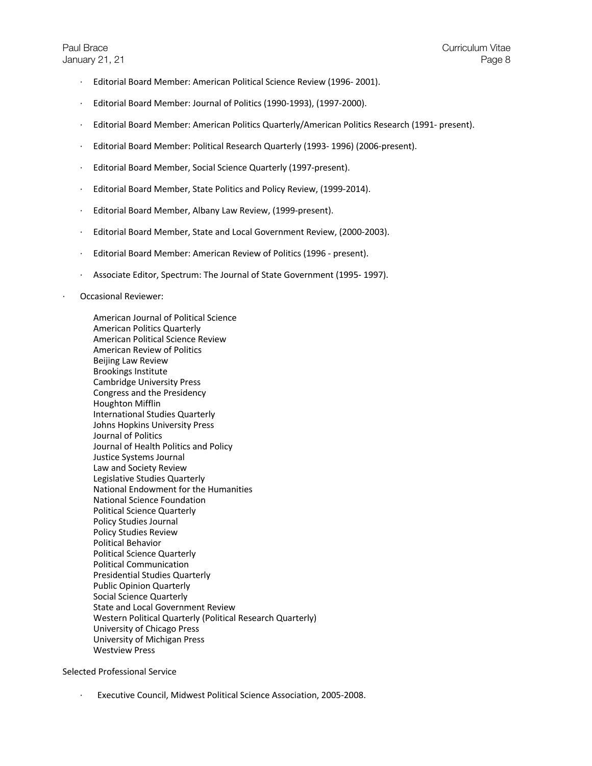- Editorial Board Member: American Political Science Review (1996- 2001).
- Editorial Board Member: Journal of Politics (1990-1993), (1997-2000).
- Editorial Board Member: American Politics Quarterly/American Politics Research (1991- present).
- Editorial Board Member: Political Research Quarterly (1993- 1996) (2006-present).
- Editorial Board Member, Social Science Quarterly (1997-present).
- Editorial Board Member, State Politics and Policy Review, (1999-2014).
- Editorial Board Member, Albany Law Review, (1999-present).
- Editorial Board Member, State and Local Government Review, (2000-2003).
- Editorial Board Member: American Review of Politics (1996 - present).
- Associate Editor, Spectrum: The Journal of State Government (1995- 1997).

- Occasional Reviewer:

  American Journal of Political Science
  American Politics Quarterly
  American Political Science Review
  American Review of Politics
  Beijing Law Review
  Brookings Institute
  Cambridge University Press
  Congress and the Presidency
  Houghton Mifflin
  International Studies Quarterly
  Johns Hopkins University Press
  Journal of Politics
  Journal of Health Politics and Policy
  Justice Systems Journal
  Law and Society Review
  Legislative Studies Quarterly
  National Endowment for the Humanities
  National Science Foundation
  Political Science Quarterly
  Policy Studies Journal
  Policy Studies Review
  Political Behavior
  Political Science Quarterly
  Political Communication
  Presidential Studies Quarterly
  Public Opinion Quarterly
  Social Science Quarterly
  State and Local Government Review
  Western Political Quarterly (Political Research Quarterly)
  University of Chicago Press
  University of Michigan Press
  Westview Press

Selected Professional Service

- Executive Council, Midwest Political Science Association, 2005-2008.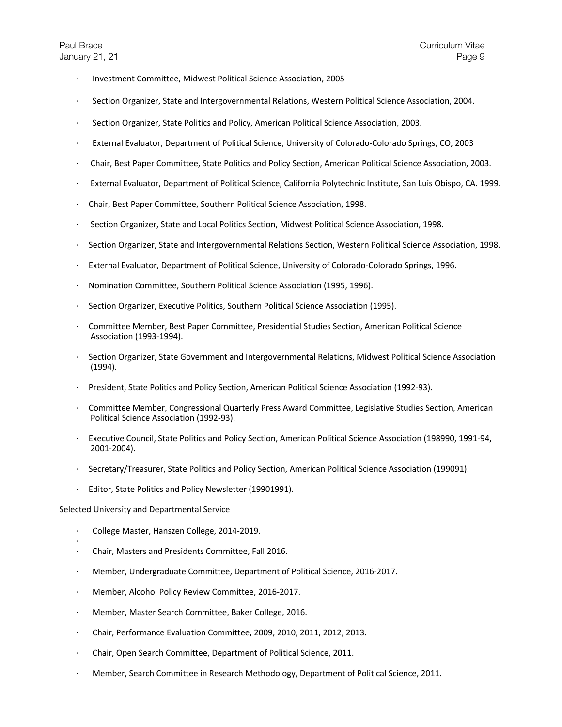- Investment Committee, Midwest Political Science Association, 2005-
- Section Organizer, State and Intergovernmental Relations, Western Political Science Association, 2004.
- Section Organizer, State Politics and Policy, American Political Science Association, 2003.
- External Evaluator, Department of Political Science, University of Colorado-Colorado Springs, CO, 2003
- Chair, Best Paper Committee, State Politics and Policy Section, American Political Science Association, 2003.
- External Evaluator, Department of Political Science, California Polytechnic Institute, San Luis Obispo, CA. 1999.
- Chair, Best Paper Committee, Southern Political Science Association, 1998.
- Section Organizer, State and Local Politics Section, Midwest Political Science Association, 1998.
- Section Organizer, State and Intergovernmental Relations Section, Western Political Science Association, 1998.
- External Evaluator, Department of Political Science, University of Colorado-Colorado Springs, 1996.
- Nomination Committee, Southern Political Science Association (1995, 1996).
- Section Organizer, Executive Politics, Southern Political Science Association (1995).
- Committee Member, Best Paper Committee, Presidential Studies Section, American Political Science Association (1993-1994).
- Section Organizer, State Government and Intergovernmental Relations, Midwest Political Science Association (1994).
- President, State Politics and Policy Section, American Political Science Association (1992-93).
- Committee Member, Congressional Quarterly Press Award Committee, Legislative Studies Section, American Political Science Association (1992-93).
- Executive Council, State Politics and Policy Section, American Political Science Association (198990, 1991-94, 2001-2004).
- Secretary/Treasurer, State Politics and Policy Section, American Political Science Association (199091).
- Editor, State Politics and Policy Newsletter (19901991).

Selected University and Departmental Service

- College Master, Hanszen College, 2014-2019.
- Chair, Masters and Presidents Committee, Fall 2016.
- Member, Undergraduate Committee, Department of Political Science, 2016-2017.
- Member, Alcohol Policy Review Committee, 2016-2017.
- Member, Master Search Committee, Baker College, 2016.
- Chair, Performance Evaluation Committee, 2009, 2010, 2011, 2012, 2013.
- Chair, Open Search Committee, Department of Political Science, 2011.
- Member, Search Committee in Research Methodology, Department of Political Science, 2011.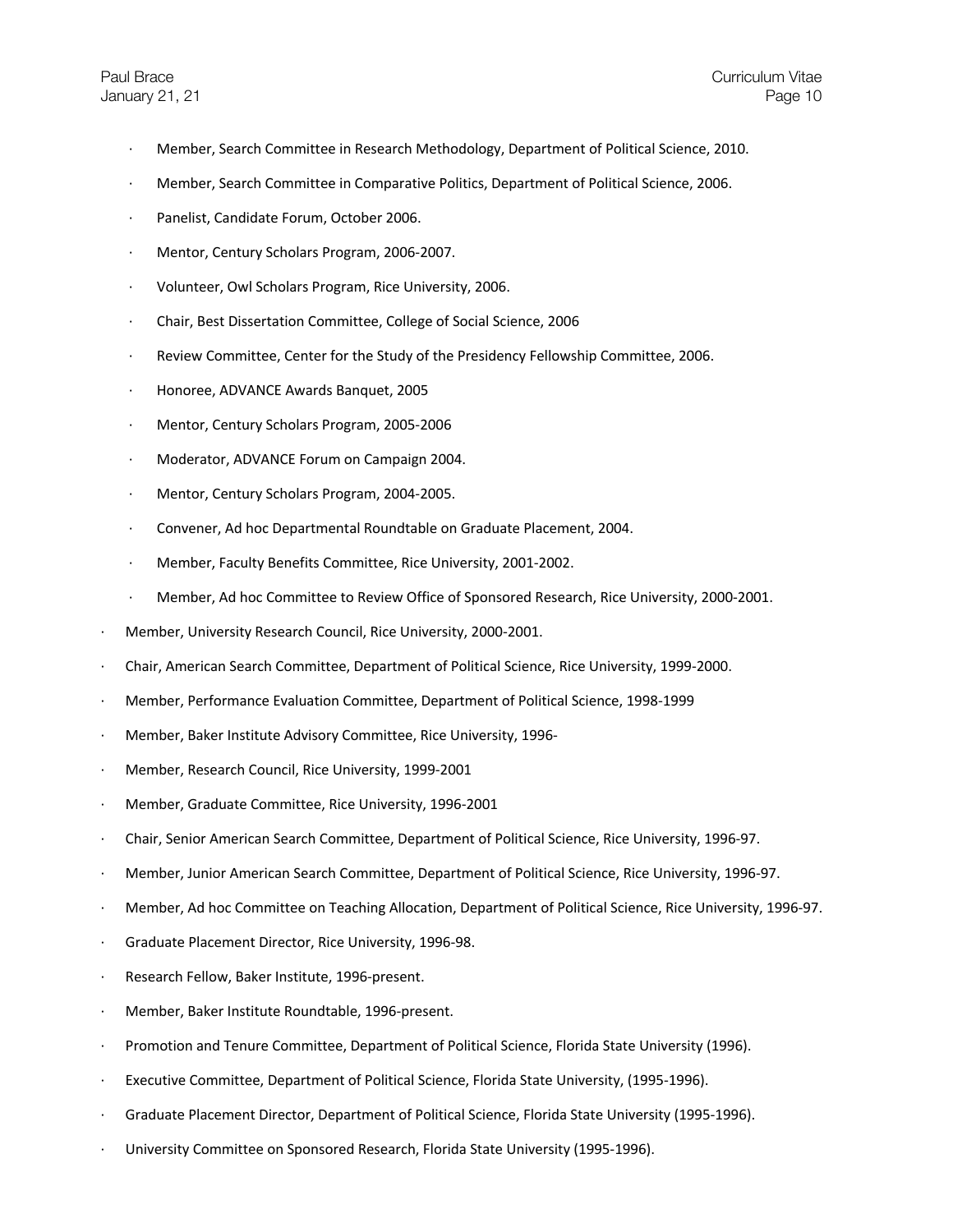- Member, Search Committee in Research Methodology, Department of Political Science, 2010.
- Member, Search Committee in Comparative Politics, Department of Political Science, 2006.
- Panelist, Candidate Forum, October 2006.
- Mentor, Century Scholars Program, 2006-2007.
- Volunteer, Owl Scholars Program, Rice University, 2006.
- Chair, Best Dissertation Committee, College of Social Science, 2006
- Review Committee, Center for the Study of the Presidency Fellowship Committee, 2006.
- Honoree, ADVANCE Awards Banquet, 2005
- Mentor, Century Scholars Program, 2005-2006
- Moderator, ADVANCE Forum on Campaign 2004.
- Mentor, Century Scholars Program, 2004-2005.
- Convener, Ad hoc Departmental Roundtable on Graduate Placement, 2004.
- Member, Faculty Benefits Committee, Rice University, 2001-2002.
- Member, Ad hoc Committee to Review Office of Sponsored Research, Rice University, 2000-2001.
- Member, University Research Council, Rice University, 2000-2001.
- Chair, American Search Committee, Department of Political Science, Rice University, 1999-2000.
- Member, Performance Evaluation Committee, Department of Political Science, 1998-1999
- Member, Baker Institute Advisory Committee, Rice University, 1996-
- Member, Research Council, Rice University, 1999-2001
- Member, Graduate Committee, Rice University, 1996-2001
- Chair, Senior American Search Committee, Department of Political Science, Rice University, 1996-97.
- Member, Junior American Search Committee, Department of Political Science, Rice University, 1996-97.
- Member, Ad hoc Committee on Teaching Allocation, Department of Political Science, Rice University, 1996-97.
- Graduate Placement Director, Rice University, 1996-98.
- Research Fellow, Baker Institute, 1996-present.
- Member, Baker Institute Roundtable, 1996-present.
- Promotion and Tenure Committee, Department of Political Science, Florida State University (1996).
- Executive Committee, Department of Political Science, Florida State University, (1995-1996).
- Graduate Placement Director, Department of Political Science, Florida State University (1995-1996).
- University Committee on Sponsored Research, Florida State University (1995-1996).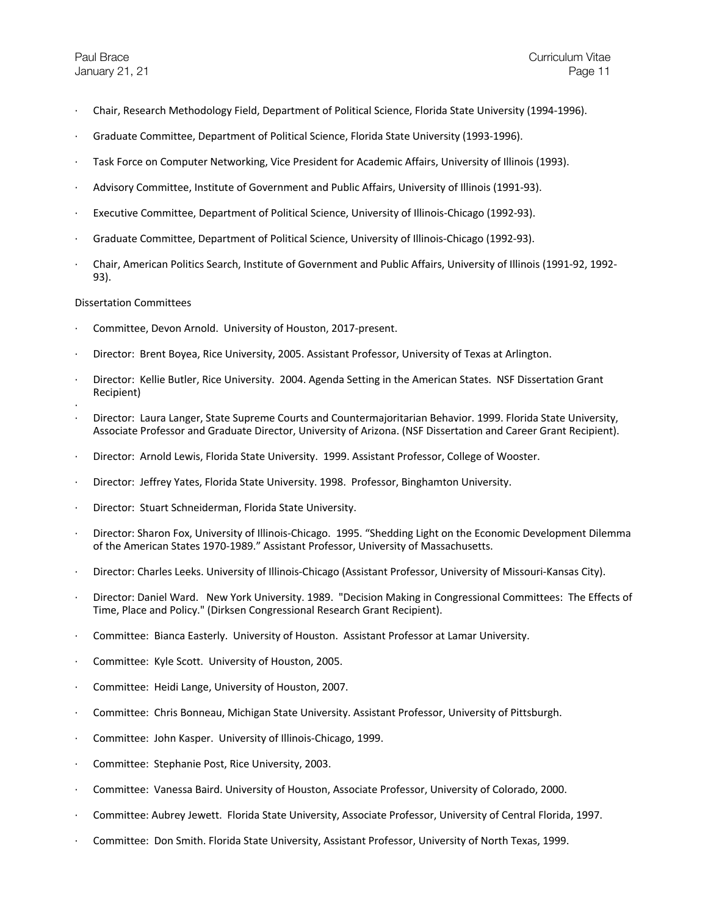- Chair, Research Methodology Field, Department of Political Science, Florida State University (1994-1996).

- Graduate Committee, Department of Political Science, Florida State University (1993-1996).

- Task Force on Computer Networking, Vice President for Academic Affairs, University of Illinois (1993).

- Advisory Committee, Institute of Government and Public Affairs, University of Illinois (1991-93).

- Executive Committee, Department of Political Science, University of Illinois-Chicago (1992-93).

- Graduate Committee, Department of Political Science, University of Illinois-Chicago (1992-93).

- Chair, American Politics Search, Institute of Government and Public Affairs, University of Illinois (1991-92, 1992-93).

Dissertation Committees

- Committee, Devon Arnold. University of Houston, 2017-present.

- Director: Brent Boyea, Rice University, 2005. Assistant Professor, University of Texas at Arlington.

- Director: Kellie Butler, Rice University. 2004. Agenda Setting in the American States. NSF Dissertation Grant Recipient)

- Director: Laura Langer, State Supreme Courts and Countermajoritarian Behavior. 1999. Florida State University, Associate Professor and Graduate Director, University of Arizona. (NSF Dissertation and Career Grant Recipient).

- Director: Arnold Lewis, Florida State University. 1999. Assistant Professor, College of Wooster.

- Director: Jeffrey Yates, Florida State University. 1998. Professor, Binghamton University.

- Director: Stuart Schneiderman, Florida State University.

- Director: Sharon Fox, University of Illinois-Chicago. 1995. "Shedding Light on the Economic Development Dilemma of the American States 1970-1989." Assistant Professor, University of Massachusetts.

- Director: Charles Leeks. University of Illinois-Chicago (Assistant Professor, University of Missouri-Kansas City).

- Director: Daniel Ward. New York University. 1989. "Decision Making in Congressional Committees: The Effects of Time, Place and Policy." (Dirksen Congressional Research Grant Recipient).

- Committee: Bianca Easterly. University of Houston. Assistant Professor at Lamar University.

- Committee: Kyle Scott. University of Houston, 2005.

- Committee: Heidi Lange, University of Houston, 2007.

- Committee: Chris Bonneau, Michigan State University. Assistant Professor, University of Pittsburgh.

- Committee: John Kasper. University of Illinois-Chicago, 1999.

- Committee: Stephanie Post, Rice University, 2003.

- Committee: Vanessa Baird. University of Houston, Associate Professor, University of Colorado, 2000.

- Committee: Aubrey Jewett. Florida State University, Associate Professor, University of Central Florida, 1997.

- Committee: Don Smith. Florida State University, Assistant Professor, University of North Texas, 1999.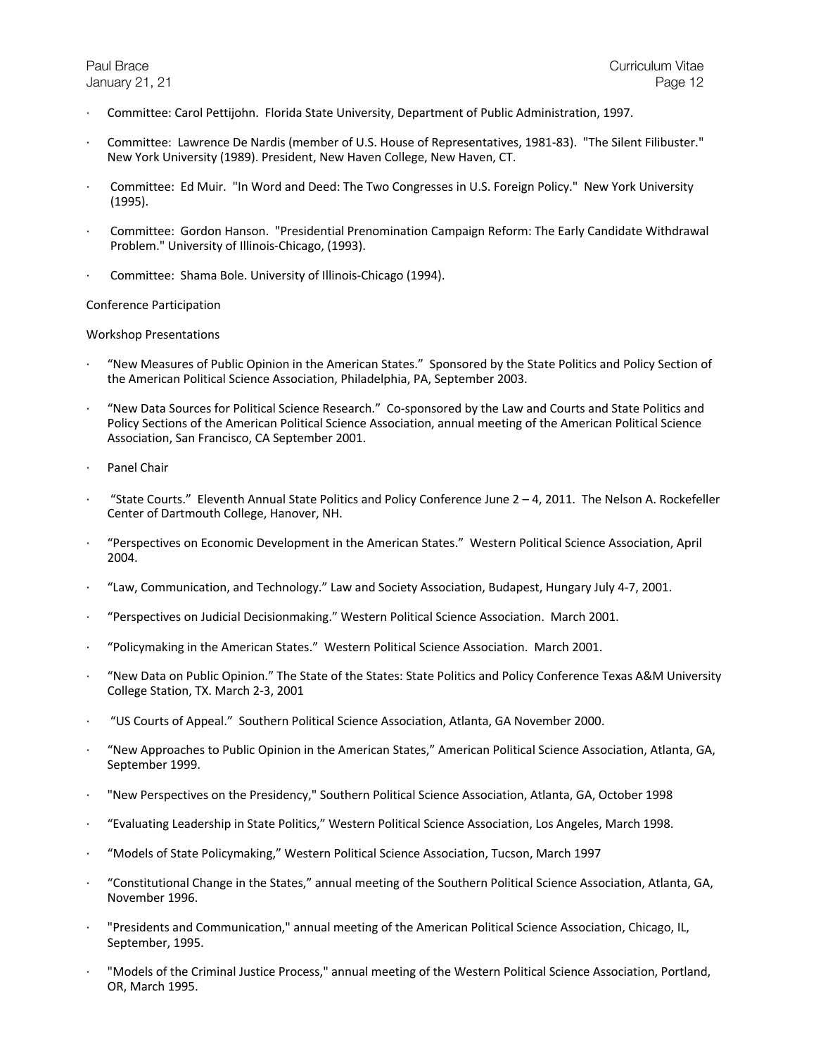- Committee: Carol Pettijohn. Florida State University, Department of Public Administration, 1997.
- Committee: Lawrence De Nardis (member of U.S. House of Representatives, 1981-83). "The Silent Filibuster." New York University (1989). President, New Haven College, New Haven, CT.
- Committee: Ed Muir. "In Word and Deed: The Two Congresses in U.S. Foreign Policy." New York University (1995).
- Committee: Gordon Hanson. "Presidential Prenomination Campaign Reform: The Early Candidate Withdrawal Problem." University of Illinois-Chicago, (1993).
- Committee: Shama Bole. University of Illinois-Chicago (1994).

Conference Participation

Workshop Presentations

- "New Measures of Public Opinion in the American States." Sponsored by the State Politics and Policy Section of the American Political Science Association, Philadelphia, PA, September 2003.
- "New Data Sources for Political Science Research." Co-sponsored by the Law and Courts and State Politics and Policy Sections of the American Political Science Association, annual meeting of the American Political Science Association, San Francisco, CA September 2001.
- Panel Chair
- "State Courts." Eleventh Annual State Politics and Policy Conference June 2 – 4, 2011. The Nelson A. Rockefeller Center of Dartmouth College, Hanover, NH.
- "Perspectives on Economic Development in the American States." Western Political Science Association, April 2004.
- "Law, Communication, and Technology." Law and Society Association, Budapest, Hungary July 4-7, 2001.
- "Perspectives on Judicial Decisionmaking." Western Political Science Association. March 2001.
- "Policymaking in the American States." Western Political Science Association. March 2001.
- "New Data on Public Opinion." The State of the States: State Politics and Policy Conference Texas A&M University College Station, TX. March 2-3, 2001
- "US Courts of Appeal." Southern Political Science Association, Atlanta, GA November 2000.
- "New Approaches to Public Opinion in the American States," American Political Science Association, Atlanta, GA, September 1999.
- "New Perspectives on the Presidency," Southern Political Science Association, Atlanta, GA, October 1998
- "Evaluating Leadership in State Politics," Western Political Science Association, Los Angeles, March 1998.
- "Models of State Policymaking," Western Political Science Association, Tucson, March 1997
- "Constitutional Change in the States," annual meeting of the Southern Political Science Association, Atlanta, GA, November 1996.
- "Presidents and Communication," annual meeting of the American Political Science Association, Chicago, IL, September, 1995.
- "Models of the Criminal Justice Process," annual meeting of the Western Political Science Association, Portland, OR, March 1995.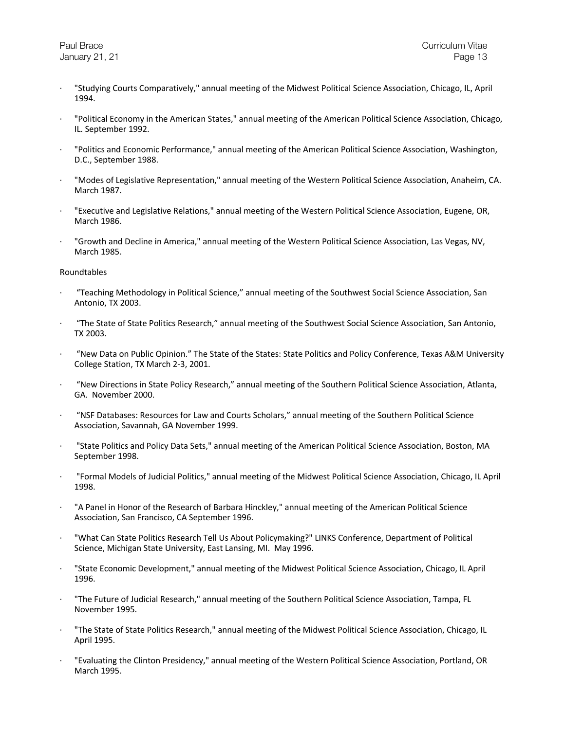- "Studying Courts Comparatively," annual meeting of the Midwest Political Science Association, Chicago, IL, April 1994.
- "Political Economy in the American States," annual meeting of the American Political Science Association, Chicago, IL. September 1992.
- "Politics and Economic Performance," annual meeting of the American Political Science Association, Washington, D.C., September 1988.
- "Modes of Legislative Representation," annual meeting of the Western Political Science Association, Anaheim, CA. March 1987.
- "Executive and Legislative Relations," annual meeting of the Western Political Science Association, Eugene, OR, March 1986.
- "Growth and Decline in America," annual meeting of the Western Political Science Association, Las Vegas, NV, March 1985.

Roundtables

- "Teaching Methodology in Political Science," annual meeting of the Southwest Social Science Association, San Antonio, TX 2003.
- "The State of State Politics Research," annual meeting of the Southwest Social Science Association, San Antonio, TX 2003.
- "New Data on Public Opinion." The State of the States: State Politics and Policy Conference, Texas A&M University College Station, TX March 2-3, 2001.
- "New Directions in State Policy Research," annual meeting of the Southern Political Science Association, Atlanta, GA. November 2000.
- "NSF Databases: Resources for Law and Courts Scholars," annual meeting of the Southern Political Science Association, Savannah, GA November 1999.
- "State Politics and Policy Data Sets," annual meeting of the American Political Science Association, Boston, MA September 1998.
- "Formal Models of Judicial Politics," annual meeting of the Midwest Political Science Association, Chicago, IL April 1998.
- "A Panel in Honor of the Research of Barbara Hinckley," annual meeting of the American Political Science Association, San Francisco, CA September 1996.
- "What Can State Politics Research Tell Us About Policymaking?" LINKS Conference, Department of Political Science, Michigan State University, East Lansing, MI. May 1996.
- "State Economic Development," annual meeting of the Midwest Political Science Association, Chicago, IL April 1996.
- "The Future of Judicial Research," annual meeting of the Southern Political Science Association, Tampa, FL November 1995.
- "The State of State Politics Research," annual meeting of the Midwest Political Science Association, Chicago, IL April 1995.
- "Evaluating the Clinton Presidency," annual meeting of the Western Political Science Association, Portland, OR March 1995.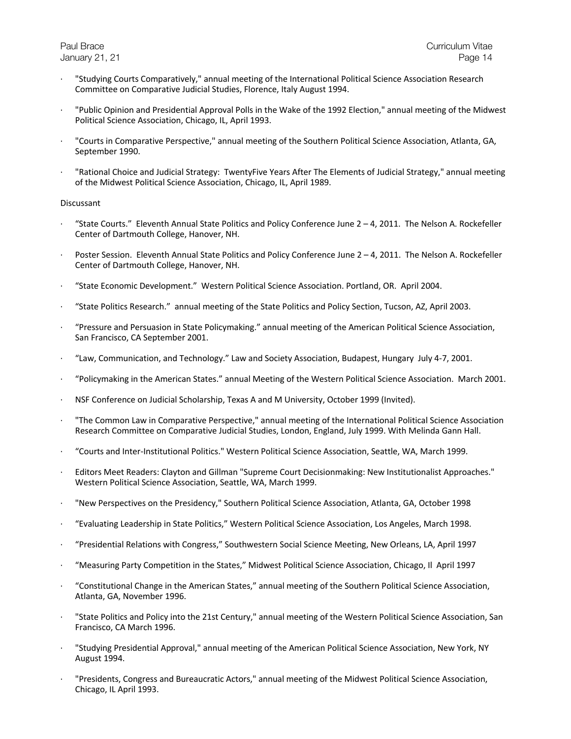- "Studying Courts Comparatively," annual meeting of the International Political Science Association Research Committee on Comparative Judicial Studies, Florence, Italy August 1994.

- "Public Opinion and Presidential Approval Polls in the Wake of the 1992 Election," annual meeting of the Midwest Political Science Association, Chicago, IL, April 1993.

- "Courts in Comparative Perspective," annual meeting of the Southern Political Science Association, Atlanta, GA, September 1990.

- "Rational Choice and Judicial Strategy: TwentyFive Years After The Elements of Judicial Strategy," annual meeting of the Midwest Political Science Association, Chicago, IL, April 1989.

Discussant

- “State Courts.” Eleventh Annual State Politics and Policy Conference June 2 – 4, 2011. The Nelson A. Rockefeller Center of Dartmouth College, Hanover, NH.

- Poster Session. Eleventh Annual State Politics and Policy Conference June 2 – 4, 2011. The Nelson A. Rockefeller Center of Dartmouth College, Hanover, NH.

- “State Economic Development.” Western Political Science Association. Portland, OR. April 2004.

- “State Politics Research.” annual meeting of the State Politics and Policy Section, Tucson, AZ, April 2003.

- “Pressure and Persuasion in State Policymaking.” annual meeting of the American Political Science Association, San Francisco, CA September 2001.

- “Law, Communication, and Technology.” Law and Society Association, Budapest, Hungary July 4-7, 2001.

- “Policymaking in the American States.” annual Meeting of the Western Political Science Association. March 2001.

- NSF Conference on Judicial Scholarship, Texas A and M University, October 1999 (Invited).

- "The Common Law in Comparative Perspective," annual meeting of the International Political Science Association Research Committee on Comparative Judicial Studies, London, England, July 1999. With Melinda Gann Hall.

- “Courts and Inter-Institutional Politics." Western Political Science Association, Seattle, WA, March 1999.

- Editors Meet Readers: Clayton and Gillman "Supreme Court Decisionmaking: New Institutionalist Approaches." Western Political Science Association, Seattle, WA, March 1999.

- "New Perspectives on the Presidency," Southern Political Science Association, Atlanta, GA, October 1998

- “Evaluating Leadership in State Politics,” Western Political Science Association, Los Angeles, March 1998.

- “Presidential Relations with Congress,” Southwestern Social Science Meeting, New Orleans, LA, April 1997

- “Measuring Party Competition in the States,” Midwest Political Science Association, Chicago, Il April 1997

- “Constitutional Change in the American States,” annual meeting of the Southern Political Science Association, Atlanta, GA, November 1996.

- "State Politics and Policy into the 21st Century," annual meeting of the Western Political Science Association, San Francisco, CA March 1996.

- "Studying Presidential Approval," annual meeting of the American Political Science Association, New York, NY August 1994.

- "Presidents, Congress and Bureaucratic Actors," annual meeting of the Midwest Political Science Association, Chicago, IL April 1993.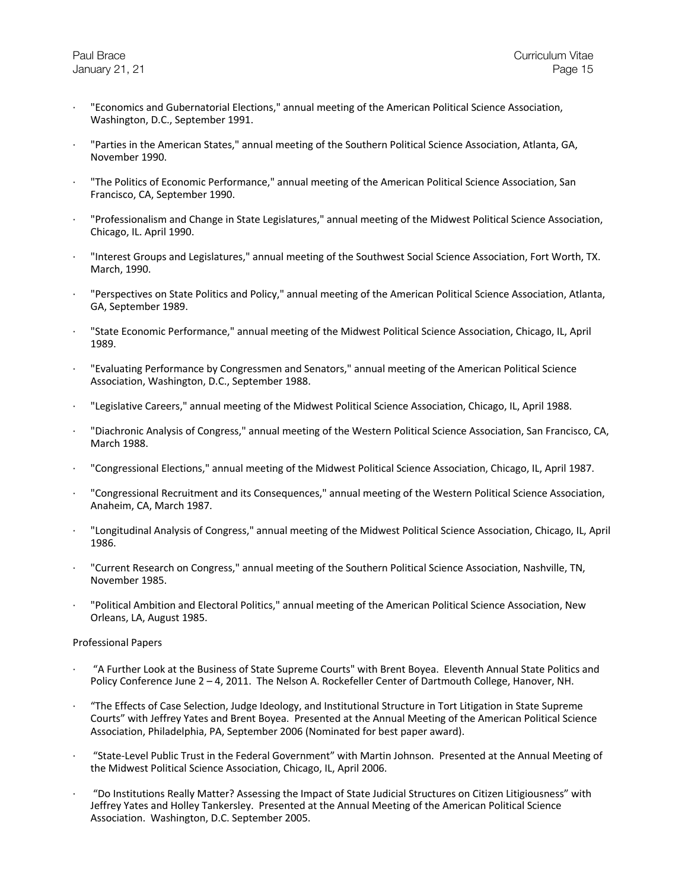- "Economics and Gubernatorial Elections," annual meeting of the American Political Science Association, Washington, D.C., September 1991.
- "Parties in the American States," annual meeting of the Southern Political Science Association, Atlanta, GA, November 1990.
- "The Politics of Economic Performance," annual meeting of the American Political Science Association, San Francisco, CA, September 1990.
- "Professionalism and Change in State Legislatures," annual meeting of the Midwest Political Science Association, Chicago, IL. April 1990.
- "Interest Groups and Legislatures," annual meeting of the Southwest Social Science Association, Fort Worth, TX. March, 1990.
- "Perspectives on State Politics and Policy," annual meeting of the American Political Science Association, Atlanta, GA, September 1989.
- "State Economic Performance," annual meeting of the Midwest Political Science Association, Chicago, IL, April 1989.
- "Evaluating Performance by Congressmen and Senators," annual meeting of the American Political Science Association, Washington, D.C., September 1988.
- "Legislative Careers," annual meeting of the Midwest Political Science Association, Chicago, IL, April 1988.
- "Diachronic Analysis of Congress," annual meeting of the Western Political Science Association, San Francisco, CA, March 1988.
- "Congressional Elections," annual meeting of the Midwest Political Science Association, Chicago, IL, April 1987.
- "Congressional Recruitment and its Consequences," annual meeting of the Western Political Science Association, Anaheim, CA, March 1987.
- "Longitudinal Analysis of Congress," annual meeting of the Midwest Political Science Association, Chicago, IL, April 1986.
- "Current Research on Congress," annual meeting of the Southern Political Science Association, Nashville, TN, November 1985.
- "Political Ambition and Electoral Politics," annual meeting of the American Political Science Association, New Orleans, LA, August 1985.

Professional Papers

- "A Further Look at the Business of State Supreme Courts" with Brent Boyea. Eleventh Annual State Politics and Policy Conference June 2 – 4, 2011. The Nelson A. Rockefeller Center of Dartmouth College, Hanover, NH.
- "The Effects of Case Selection, Judge Ideology, and Institutional Structure in Tort Litigation in State Supreme Courts" with Jeffrey Yates and Brent Boyea. Presented at the Annual Meeting of the American Political Science Association, Philadelphia, PA, September 2006 (Nominated for best paper award).
- "State-Level Public Trust in the Federal Government" with Martin Johnson. Presented at the Annual Meeting of the Midwest Political Science Association, Chicago, IL, April 2006.
- "Do Institutions Really Matter? Assessing the Impact of State Judicial Structures on Citizen Litigiousness" with Jeffrey Yates and Holley Tankersley. Presented at the Annual Meeting of the American Political Science Association. Washington, D.C. September 2005.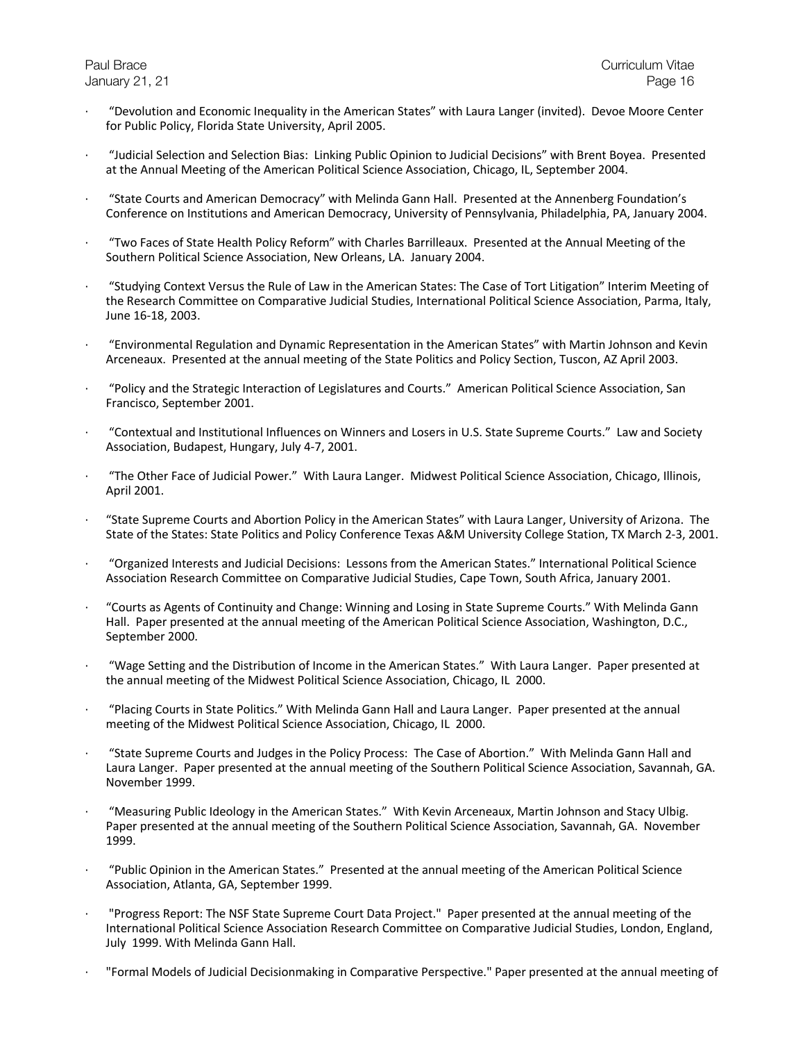- "Devolution and Economic Inequality in the American States" with Laura Langer (invited). Devoe Moore Center for Public Policy, Florida State University, April 2005.

- "Judicial Selection and Selection Bias: Linking Public Opinion to Judicial Decisions" with Brent Boyea. Presented at the Annual Meeting of the American Political Science Association, Chicago, IL, September 2004.

- "State Courts and American Democracy" with Melinda Gann Hall. Presented at the Annenberg Foundation's Conference on Institutions and American Democracy, University of Pennsylvania, Philadelphia, PA, January 2004.

- "Two Faces of State Health Policy Reform" with Charles Barrilleaux. Presented at the Annual Meeting of the Southern Political Science Association, New Orleans, LA. January 2004.

- "Studying Context Versus the Rule of Law in the American States: The Case of Tort Litigation" Interim Meeting of the Research Committee on Comparative Judicial Studies, International Political Science Association, Parma, Italy, June 16-18, 2003.

- "Environmental Regulation and Dynamic Representation in the American States" with Martin Johnson and Kevin Arceneaux. Presented at the annual meeting of the State Politics and Policy Section, Tuscon, AZ April 2003.

- "Policy and the Strategic Interaction of Legislatures and Courts." American Political Science Association, San Francisco, September 2001.

- "Contextual and Institutional Influences on Winners and Losers in U.S. State Supreme Courts." Law and Society Association, Budapest, Hungary, July 4-7, 2001.

- "The Other Face of Judicial Power." With Laura Langer. Midwest Political Science Association, Chicago, Illinois, April 2001.

- "State Supreme Courts and Abortion Policy in the American States" with Laura Langer, University of Arizona. The State of the States: State Politics and Policy Conference Texas A&M University College Station, TX March 2-3, 2001.

- "Organized Interests and Judicial Decisions: Lessons from the American States." International Political Science Association Research Committee on Comparative Judicial Studies, Cape Town, South Africa, January 2001.

- "Courts as Agents of Continuity and Change: Winning and Losing in State Supreme Courts." With Melinda Gann Hall. Paper presented at the annual meeting of the American Political Science Association, Washington, D.C., September 2000.

- "Wage Setting and the Distribution of Income in the American States." With Laura Langer. Paper presented at the annual meeting of the Midwest Political Science Association, Chicago, IL 2000.

- "Placing Courts in State Politics." With Melinda Gann Hall and Laura Langer. Paper presented at the annual meeting of the Midwest Political Science Association, Chicago, IL 2000.

- "State Supreme Courts and Judges in the Policy Process: The Case of Abortion." With Melinda Gann Hall and Laura Langer. Paper presented at the annual meeting of the Southern Political Science Association, Savannah, GA. November 1999.

- "Measuring Public Ideology in the American States." With Kevin Arceneaux, Martin Johnson and Stacy Ulbig. Paper presented at the annual meeting of the Southern Political Science Association, Savannah, GA. November 1999.

- "Public Opinion in the American States." Presented at the annual meeting of the American Political Science Association, Atlanta, GA, September 1999.

- "Progress Report: The NSF State Supreme Court Data Project." Paper presented at the annual meeting of the International Political Science Association Research Committee on Comparative Judicial Studies, London, England, July 1999. With Melinda Gann Hall.

- "Formal Models of Judicial Decisionmaking in Comparative Perspective." Paper presented at the annual meeting of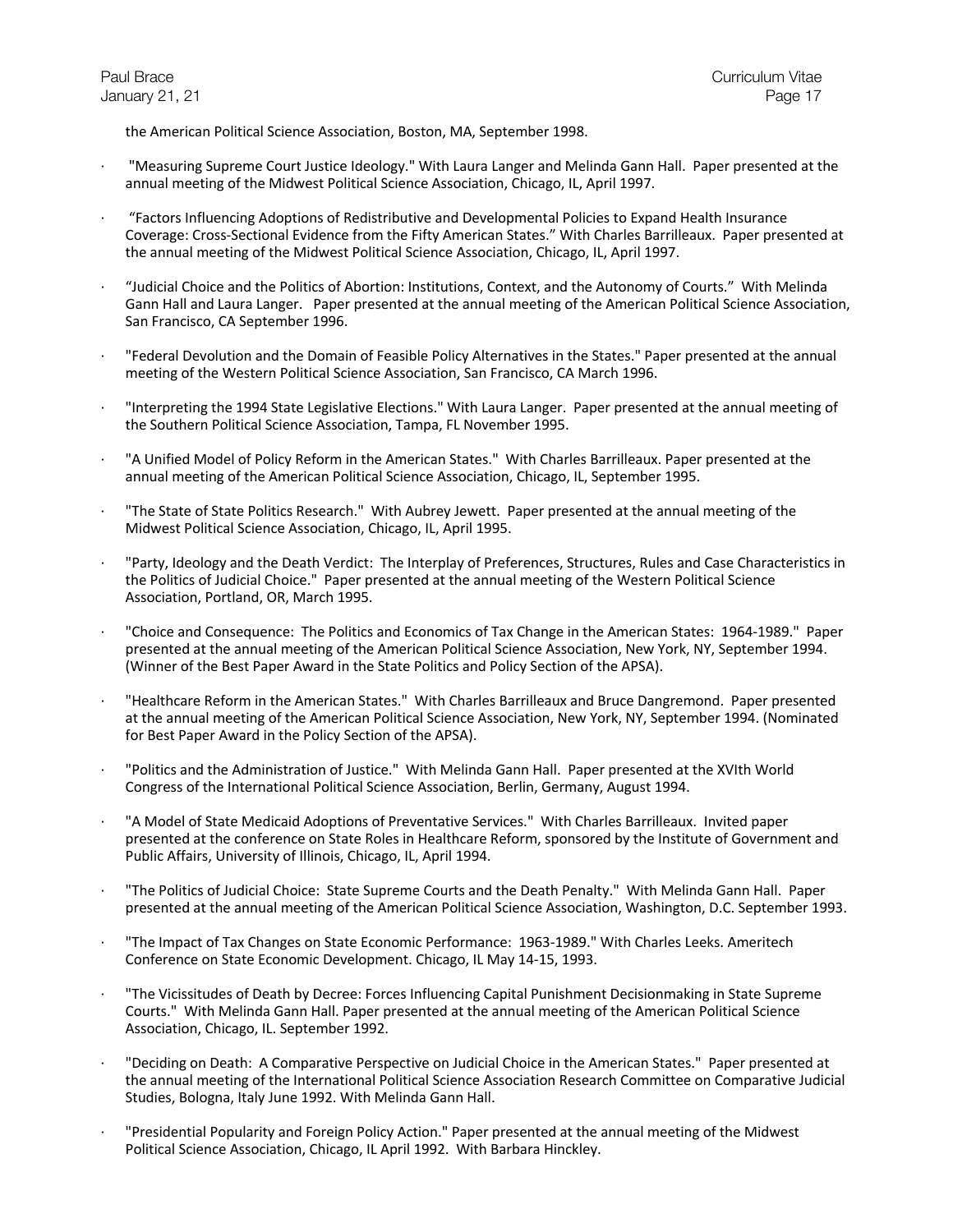the American Political Science Association, Boston, MA, September 1998.

- "Measuring Supreme Court Justice Ideology." With Laura Langer and Melinda Gann Hall. Paper presented at the annual meeting of the Midwest Political Science Association, Chicago, IL, April 1997.

- "Factors Influencing Adoptions of Redistributive and Developmental Policies to Expand Health Insurance Coverage: Cross-Sectional Evidence from the Fifty American States." With Charles Barrilleaux. Paper presented at the annual meeting of the Midwest Political Science Association, Chicago, IL, April 1997.

- "Judicial Choice and the Politics of Abortion: Institutions, Context, and the Autonomy of Courts." With Melinda Gann Hall and Laura Langer. Paper presented at the annual meeting of the American Political Science Association, San Francisco, CA September 1996.

- "Federal Devolution and the Domain of Feasible Policy Alternatives in the States." Paper presented at the annual meeting of the Western Political Science Association, San Francisco, CA March 1996.

- "Interpreting the 1994 State Legislative Elections." With Laura Langer. Paper presented at the annual meeting of the Southern Political Science Association, Tampa, FL November 1995.

- "A Unified Model of Policy Reform in the American States." With Charles Barrilleaux. Paper presented at the annual meeting of the American Political Science Association, Chicago, IL, September 1995.

- "The State of State Politics Research." With Aubrey Jewett. Paper presented at the annual meeting of the Midwest Political Science Association, Chicago, IL, April 1995.

- "Party, Ideology and the Death Verdict: The Interplay of Preferences, Structures, Rules and Case Characteristics in the Politics of Judicial Choice." Paper presented at the annual meeting of the Western Political Science Association, Portland, OR, March 1995.

- "Choice and Consequence: The Politics and Economics of Tax Change in the American States: 1964-1989." Paper presented at the annual meeting of the American Political Science Association, New York, NY, September 1994. (Winner of the Best Paper Award in the State Politics and Policy Section of the APSA).

- "Healthcare Reform in the American States." With Charles Barrilleaux and Bruce Dangremond. Paper presented at the annual meeting of the American Political Science Association, New York, NY, September 1994. (Nominated for Best Paper Award in the Policy Section of the APSA).

- "Politics and the Administration of Justice." With Melinda Gann Hall. Paper presented at the XVIth World Congress of the International Political Science Association, Berlin, Germany, August 1994.

- "A Model of State Medicaid Adoptions of Preventative Services." With Charles Barrilleaux. Invited paper presented at the conference on State Roles in Healthcare Reform, sponsored by the Institute of Government and Public Affairs, University of Illinois, Chicago, IL, April 1994.

- "The Politics of Judicial Choice: State Supreme Courts and the Death Penalty." With Melinda Gann Hall. Paper presented at the annual meeting of the American Political Science Association, Washington, D.C. September 1993.

- "The Impact of Tax Changes on State Economic Performance: 1963-1989." With Charles Leeks. Ameritech Conference on State Economic Development. Chicago, IL May 14-15, 1993.

- "The Vicissitudes of Death by Decree: Forces Influencing Capital Punishment Decisionmaking in State Supreme Courts." With Melinda Gann Hall. Paper presented at the annual meeting of the American Political Science Association, Chicago, IL. September 1992.

- "Deciding on Death: A Comparative Perspective on Judicial Choice in the American States." Paper presented at the annual meeting of the International Political Science Association Research Committee on Comparative Judicial Studies, Bologna, Italy June 1992. With Melinda Gann Hall.

- "Presidential Popularity and Foreign Policy Action." Paper presented at the annual meeting of the Midwest Political Science Association, Chicago, IL April 1992. With Barbara Hinckley.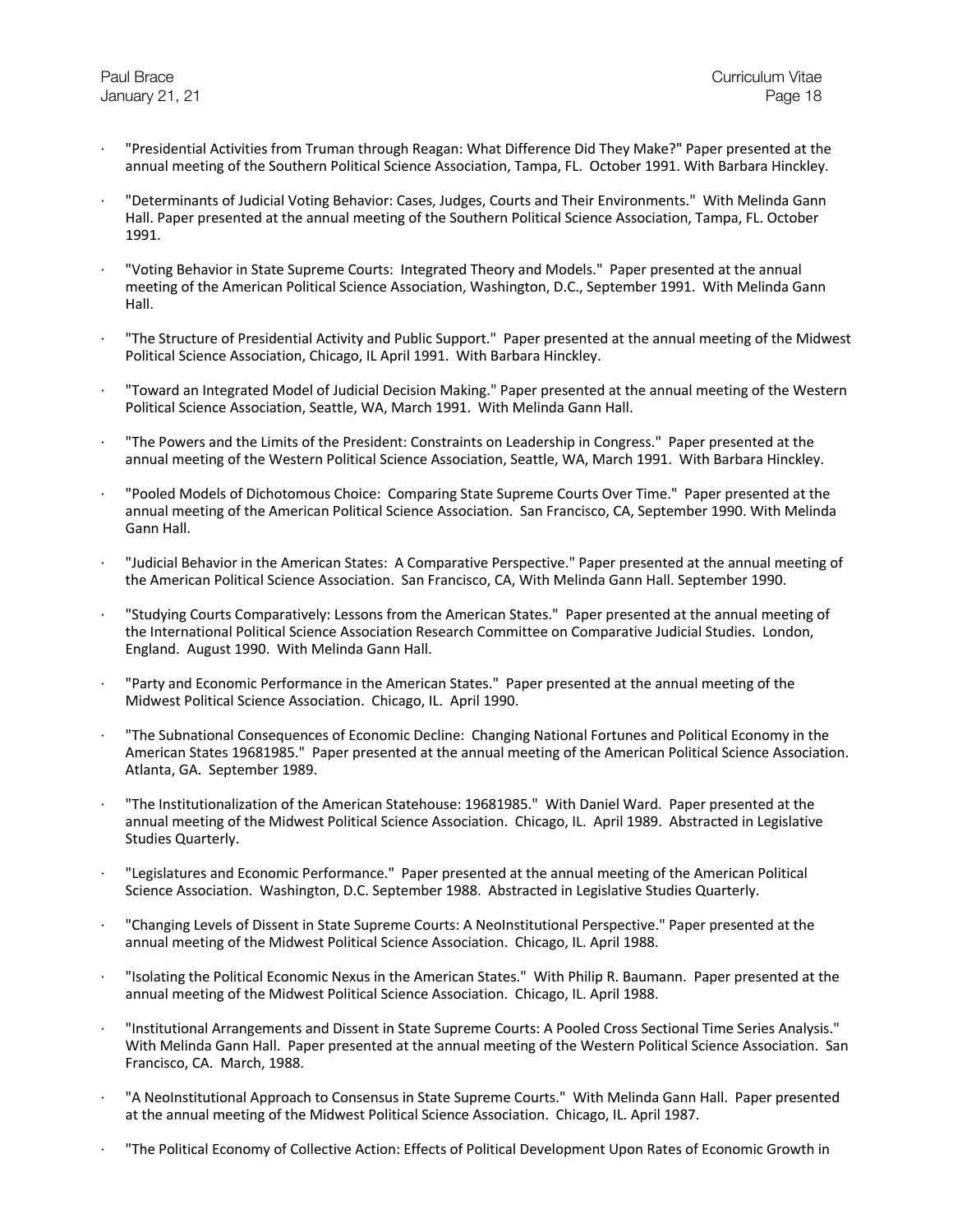- "Presidential Activities from Truman through Reagan: What Difference Did They Make?" Paper presented at the annual meeting of the Southern Political Science Association, Tampa, FL. October 1991. With Barbara Hinckley.

- "Determinants of Judicial Voting Behavior: Cases, Judges, Courts and Their Environments." With Melinda Gann Hall. Paper presented at the annual meeting of the Southern Political Science Association, Tampa, FL. October 1991.

- "Voting Behavior in State Supreme Courts: Integrated Theory and Models." Paper presented at the annual meeting of the American Political Science Association, Washington, D.C., September 1991. With Melinda Gann Hall.

- "The Structure of Presidential Activity and Public Support." Paper presented at the annual meeting of the Midwest Political Science Association, Chicago, IL April 1991. With Barbara Hinckley.

- "Toward an Integrated Model of Judicial Decision Making." Paper presented at the annual meeting of the Western Political Science Association, Seattle, WA, March 1991. With Melinda Gann Hall.

- "The Powers and the Limits of the President: Constraints on Leadership in Congress." Paper presented at the annual meeting of the Western Political Science Association, Seattle, WA, March 1991. With Barbara Hinckley.

- "Pooled Models of Dichotomous Choice: Comparing State Supreme Courts Over Time." Paper presented at the annual meeting of the American Political Science Association. San Francisco, CA, September 1990. With Melinda Gann Hall.

- "Judicial Behavior in the American States: A Comparative Perspective." Paper presented at the annual meeting of the American Political Science Association. San Francisco, CA, With Melinda Gann Hall. September 1990.

- "Studying Courts Comparatively: Lessons from the American States." Paper presented at the annual meeting of the International Political Science Association Research Committee on Comparative Judicial Studies. London, England. August 1990. With Melinda Gann Hall.

- "Party and Economic Performance in the American States." Paper presented at the annual meeting of the Midwest Political Science Association. Chicago, IL. April 1990.

- "The Subnational Consequences of Economic Decline: Changing National Fortunes and Political Economy in the American States 19681985." Paper presented at the annual meeting of the American Political Science Association. Atlanta, GA. September 1989.

- "The Institutionalization of the American Statehouse: 19681985." With Daniel Ward. Paper presented at the annual meeting of the Midwest Political Science Association. Chicago, IL. April 1989. Abstracted in Legislative Studies Quarterly.

- "Legislatures and Economic Performance." Paper presented at the annual meeting of the American Political Science Association. Washington, D.C. September 1988. Abstracted in Legislative Studies Quarterly.

- "Changing Levels of Dissent in State Supreme Courts: A NeoInstitutional Perspective." Paper presented at the annual meeting of the Midwest Political Science Association. Chicago, IL. April 1988.

- "Isolating the Political Economic Nexus in the American States." With Philip R. Baumann. Paper presented at the annual meeting of the Midwest Political Science Association. Chicago, IL. April 1988.

- "Institutional Arrangements and Dissent in State Supreme Courts: A Pooled Cross Sectional Time Series Analysis." With Melinda Gann Hall. Paper presented at the annual meeting of the Western Political Science Association. San Francisco, CA. March, 1988.

- "A NeoInstitutional Approach to Consensus in State Supreme Courts." With Melinda Gann Hall. Paper presented at the annual meeting of the Midwest Political Science Association. Chicago, IL. April 1987.

- "The Political Economy of Collective Action: Effects of Political Development Upon Rates of Economic Growth in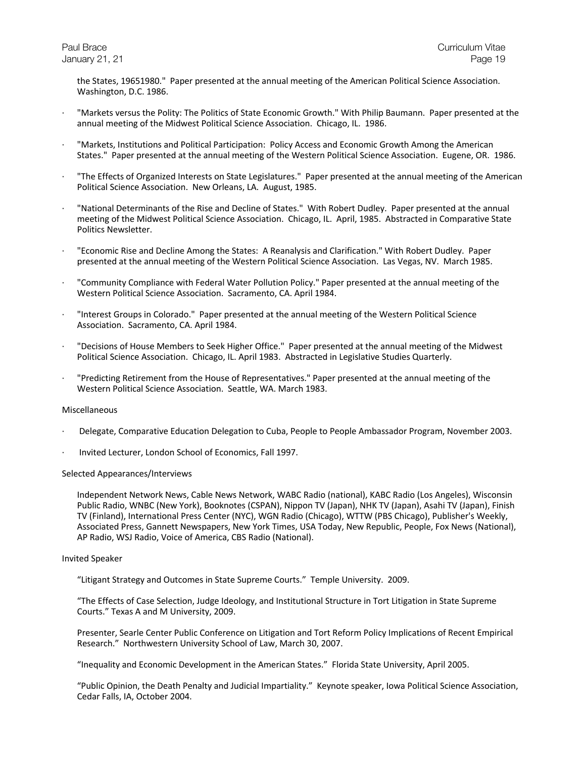the States, 19651980." Paper presented at the annual meeting of the American Political Science Association. Washington, D.C. 1986.

- "Markets versus the Polity: The Politics of State Economic Growth." With Philip Baumann. Paper presented at the annual meeting of the Midwest Political Science Association. Chicago, IL. 1986.
- "Markets, Institutions and Political Participation: Policy Access and Economic Growth Among the American States." Paper presented at the annual meeting of the Western Political Science Association. Eugene, OR. 1986.
- "The Effects of Organized Interests on State Legislatures." Paper presented at the annual meeting of the American Political Science Association. New Orleans, LA. August, 1985.
- "National Determinants of the Rise and Decline of States." With Robert Dudley. Paper presented at the annual meeting of the Midwest Political Science Association. Chicago, IL. April, 1985. Abstracted in Comparative State Politics Newsletter.
- "Economic Rise and Decline Among the States: A Reanalysis and Clarification." With Robert Dudley. Paper presented at the annual meeting of the Western Political Science Association. Las Vegas, NV. March 1985.
- "Community Compliance with Federal Water Pollution Policy." Paper presented at the annual meeting of the Western Political Science Association. Sacramento, CA. April 1984.
- "Interest Groups in Colorado." Paper presented at the annual meeting of the Western Political Science Association. Sacramento, CA. April 1984.
- "Decisions of House Members to Seek Higher Office." Paper presented at the annual meeting of the Midwest Political Science Association. Chicago, IL. April 1983. Abstracted in Legislative Studies Quarterly.
- "Predicting Retirement from the House of Representatives." Paper presented at the annual meeting of the Western Political Science Association. Seattle, WA. March 1983.

Miscellaneous

- Delegate, Comparative Education Delegation to Cuba, People to People Ambassador Program, November 2003.
- Invited Lecturer, London School of Economics, Fall 1997.

Selected Appearances/Interviews

Independent Network News, Cable News Network, WABC Radio (national), KABC Radio (Los Angeles), Wisconsin Public Radio, WNBC (New York), Booknotes (CSPAN), Nippon TV (Japan), NHK TV (Japan), Asahi TV (Japan), Finish TV (Finland), International Press Center (NYC), WGN Radio (Chicago), WTTW (PBS Chicago), Publisher's Weekly, Associated Press, Gannett Newspapers, New York Times, USA Today, New Republic, People, Fox News (National), AP Radio, WSJ Radio, Voice of America, CBS Radio (National).

Invited Speaker

"Litigant Strategy and Outcomes in State Supreme Courts." Temple University. 2009.

"The Effects of Case Selection, Judge Ideology, and Institutional Structure in Tort Litigation in State Supreme Courts." Texas A and M University, 2009.

Presenter, Searle Center Public Conference on Litigation and Tort Reform Policy Implications of Recent Empirical Research." Northwestern University School of Law, March 30, 2007.

"Inequality and Economic Development in the American States." Florida State University, April 2005.

"Public Opinion, the Death Penalty and Judicial Impartiality." Keynote speaker, Iowa Political Science Association, Cedar Falls, IA, October 2004.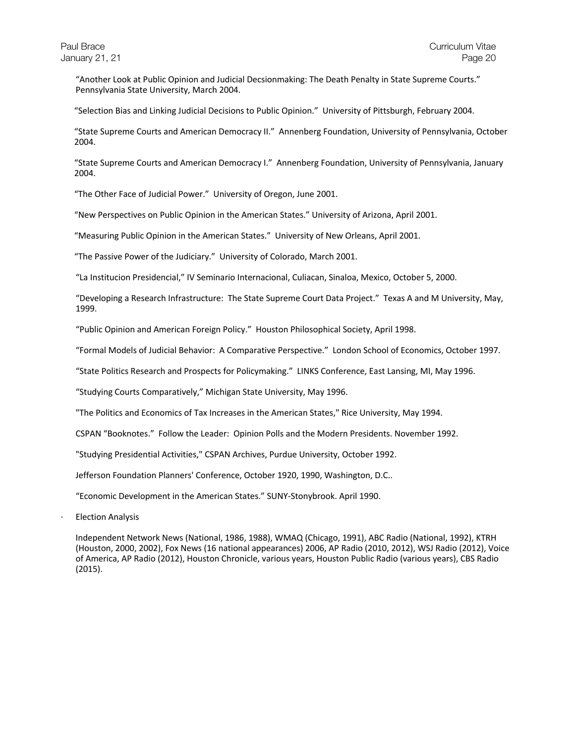"Another Look at Public Opinion and Judicial Decsionmaking: The Death Penalty in State Supreme Courts." Pennsylvania State University, March 2004.

"Selection Bias and Linking Judicial Decisions to Public Opinion." University of Pittsburgh, February 2004.

"State Supreme Courts and American Democracy II." Annenberg Foundation, University of Pennsylvania, October 2004.

"State Supreme Courts and American Democracy I." Annenberg Foundation, University of Pennsylvania, January 2004.

"The Other Face of Judicial Power." University of Oregon, June 2001.

"New Perspectives on Public Opinion in the American States." University of Arizona, April 2001.

"Measuring Public Opinion in the American States." University of New Orleans, April 2001.

"The Passive Power of the Judiciary." University of Colorado, March 2001.

"La Institucion Presidencial," IV Seminario Internacional, Culiacan, Sinaloa, Mexico, October 5, 2000.

"Developing a Research Infrastructure: The State Supreme Court Data Project." Texas A and M University, May, 1999.

"Public Opinion and American Foreign Policy." Houston Philosophical Society, April 1998.

"Formal Models of Judicial Behavior: A Comparative Perspective." London School of Economics, October 1997.

"State Politics Research and Prospects for Policymaking." LINKS Conference, East Lansing, MI, May 1996.

"Studying Courts Comparatively," Michigan State University, May 1996.

"The Politics and Economics of Tax Increases in the American States," Rice University, May 1994.

CSPAN "Booknotes." Follow the Leader: Opinion Polls and the Modern Presidents. November 1992.

"Studying Presidential Activities," CSPAN Archives, Purdue University, October 1992.

Jefferson Foundation Planners' Conference, October 1920, 1990, Washington, D.C..

"Economic Development in the American States." SUNY-Stonybrook. April 1990.

- Election Analysis

Independent Network News (National, 1986, 1988), WMAQ (Chicago, 1991), ABC Radio (National, 1992), KTRH (Houston, 2000, 2002), Fox News (16 national appearances) 2006, AP Radio (2010, 2012), WSJ Radio (2012), Voice of America, AP Radio (2012), Houston Chronicle, various years, Houston Public Radio (various years), CBS Radio (2015).